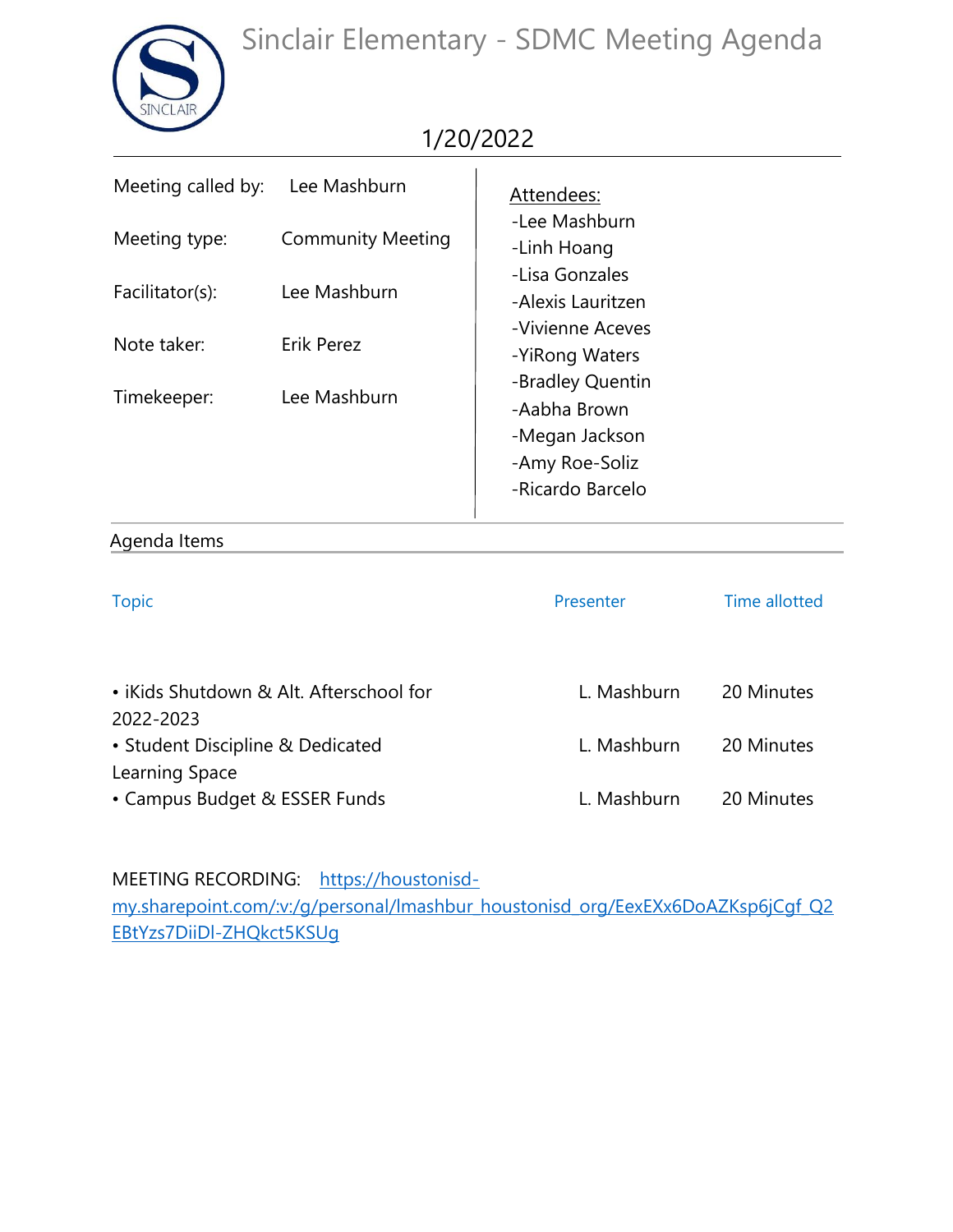# Sinclair Elementary - SDMC Meeting Agenda

1/20/2022

| | |
|---|---|
| Meeting called by: | Lee Mashburn |
| Meeting type: | Community Meeting |
| Facilitator(s): | Lee Mashburn |
| Note taker: | Erik Perez |
| Timekeeper: | Lee Mashburn |

Attendees:

-Lee Mashburn
-Linh Hoang
-Lisa Gonzales
-Alexis Lauritzen
-Vivienne Aceves
-YiRong Waters
-Bradley Quentin
-Aabha Brown
-Megan Jackson
-Amy Roe-Soliz
-Ricardo Barcelo

## Agenda Items

| Topic | Presenter | Time allotted |
|---|---|---|
| • iKids Shutdown & Alt. Afterschool for 2022-2023 | L. Mashburn | 20 Minutes |
| • Student Discipline & Dedicated Learning Space | L. Mashburn | 20 Minutes |
| • Campus Budget & ESSER Funds | L. Mashburn | 20 Minutes |

MEETING RECORDING: https://houstonisd-my.sharepoint.com/:v:/g/personal/lmashbur_houstonisd_org/EexEXx6DoAZKsp6jCgf_Q2EBtYzs7DiiDl-ZHQkct5KSUg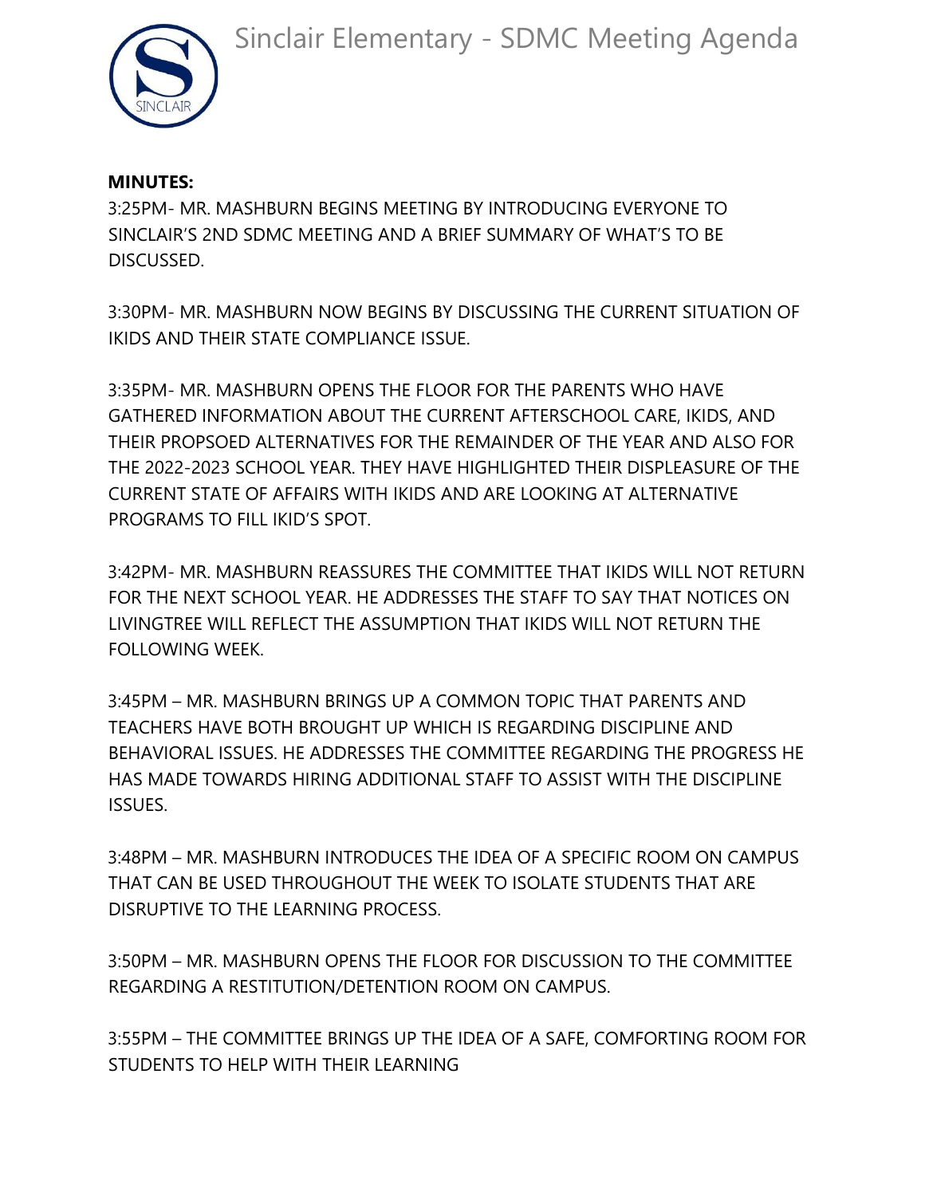**MINUTES:**

3:25PM- MR. MASHBURN BEGINS MEETING BY INTRODUCING EVERYONE TO SINCLAIR'S 2ND SDMC MEETING AND A BRIEF SUMMARY OF WHAT'S TO BE DISCUSSED.

3:30PM- MR. MASHBURN NOW BEGINS BY DISCUSSING THE CURRENT SITUATION OF IKIDS AND THEIR STATE COMPLIANCE ISSUE.

3:35PM- MR. MASHBURN OPENS THE FLOOR FOR THE PARENTS WHO HAVE GATHERED INFORMATION ABOUT THE CURRENT AFTERSCHOOL CARE, IKIDS, AND THEIR PROPSOED ALTERNATIVES FOR THE REMAINDER OF THE YEAR AND ALSO FOR THE 2022-2023 SCHOOL YEAR. THEY HAVE HIGHLIGHTED THEIR DISPLEASURE OF THE CURRENT STATE OF AFFAIRS WITH IKIDS AND ARE LOOKING AT ALTERNATIVE PROGRAMS TO FILL IKID'S SPOT.

3:42PM- MR. MASHBURN REASSURES THE COMMITTEE THAT IKIDS WILL NOT RETURN FOR THE NEXT SCHOOL YEAR. HE ADDRESSES THE STAFF TO SAY THAT NOTICES ON LIVINGTREE WILL REFLECT THE ASSUMPTION THAT IKIDS WILL NOT RETURN THE FOLLOWING WEEK.

3:45PM – MR. MASHBURN BRINGS UP A COMMON TOPIC THAT PARENTS AND TEACHERS HAVE BOTH BROUGHT UP WHICH IS REGARDING DISCIPLINE AND BEHAVIORAL ISSUES. HE ADDRESSES THE COMMITTEE REGARDING THE PROGRESS HE HAS MADE TOWARDS HIRING ADDITIONAL STAFF TO ASSIST WITH THE DISCIPLINE ISSUES.

3:48PM – MR. MASHBURN INTRODUCES THE IDEA OF A SPECIFIC ROOM ON CAMPUS THAT CAN BE USED THROUGHOUT THE WEEK TO ISOLATE STUDENTS THAT ARE DISRUPTIVE TO THE LEARNING PROCESS.

3:50PM – MR. MASHBURN OPENS THE FLOOR FOR DISCUSSION TO THE COMMITTEE REGARDING A RESTITUTION/DETENTION ROOM ON CAMPUS.

3:55PM – THE COMMITTEE BRINGS UP THE IDEA OF A SAFE, COMFORTING ROOM FOR STUDENTS TO HELP WITH THEIR LEARNING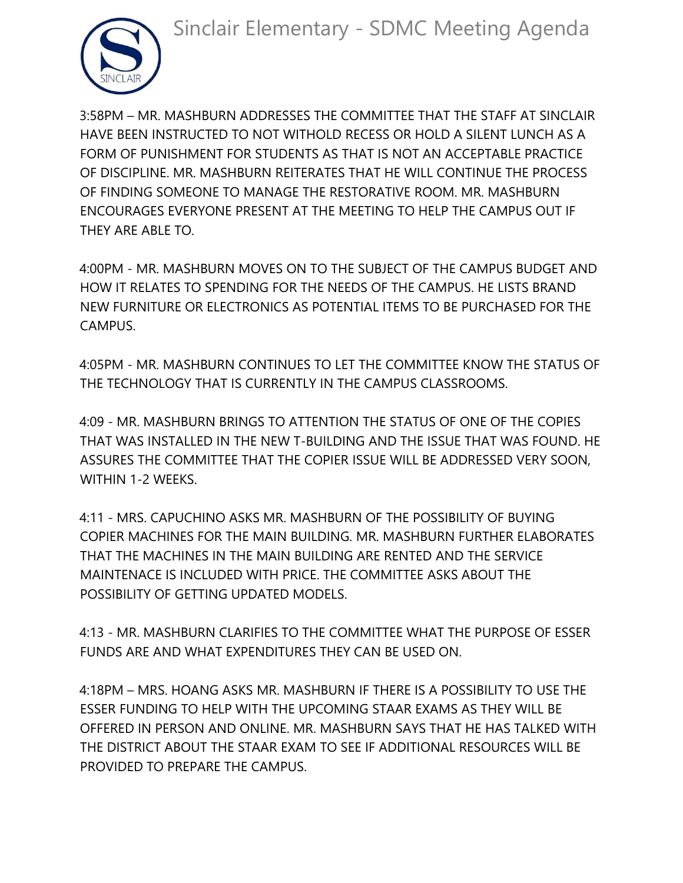3:58PM – MR. MASHBURN ADDRESSES THE COMMITTEE THAT THE STAFF AT SINCLAIR HAVE BEEN INSTRUCTED TO NOT WITHOLD RECESS OR HOLD A SILENT LUNCH AS A FORM OF PUNISHMENT FOR STUDENTS AS THAT IS NOT AN ACCEPTABLE PRACTICE OF DISCIPLINE. MR. MASHBURN REITERATES THAT HE WILL CONTINUE THE PROCESS OF FINDING SOMEONE TO MANAGE THE RESTORATIVE ROOM. MR. MASHBURN ENCOURAGES EVERYONE PRESENT AT THE MEETING TO HELP THE CAMPUS OUT IF THEY ARE ABLE TO.

4:00PM - MR. MASHBURN MOVES ON TO THE SUBJECT OF THE CAMPUS BUDGET AND HOW IT RELATES TO SPENDING FOR THE NEEDS OF THE CAMPUS. HE LISTS BRAND NEW FURNITURE OR ELECTRONICS AS POTENTIAL ITEMS TO BE PURCHASED FOR THE CAMPUS.

4:05PM - MR. MASHBURN CONTINUES TO LET THE COMMITTEE KNOW THE STATUS OF THE TECHNOLOGY THAT IS CURRENTLY IN THE CAMPUS CLASSROOMS.

4:09 - MR. MASHBURN BRINGS TO ATTENTION THE STATUS OF ONE OF THE COPIES THAT WAS INSTALLED IN THE NEW T-BUILDING AND THE ISSUE THAT WAS FOUND. HE ASSURES THE COMMITTEE THAT THE COPIER ISSUE WILL BE ADDRESSED VERY SOON, WITHIN 1-2 WEEKS.

4:11 - MRS. CAPUCHINO ASKS MR. MASHBURN OF THE POSSIBILITY OF BUYING COPIER MACHINES FOR THE MAIN BUILDING. MR. MASHBURN FURTHER ELABORATES THAT THE MACHINES IN THE MAIN BUILDING ARE RENTED AND THE SERVICE MAINTENACE IS INCLUDED WITH PRICE. THE COMMITTEE ASKS ABOUT THE POSSIBILITY OF GETTING UPDATED MODELS.

4:13 - MR. MASHBURN CLARIFIES TO THE COMMITTEE WHAT THE PURPOSE OF ESSER FUNDS ARE AND WHAT EXPENDITURES THEY CAN BE USED ON.

4:18PM – MRS. HOANG ASKS MR. MASHBURN IF THERE IS A POSSIBILITY TO USE THE ESSER FUNDING TO HELP WITH THE UPCOMING STAAR EXAMS AS THEY WILL BE OFFERED IN PERSON AND ONLINE. MR. MASHBURN SAYS THAT HE HAS TALKED WITH THE DISTRICT ABOUT THE STAAR EXAM TO SEE IF ADDITIONAL RESOURCES WILL BE PROVIDED TO PREPARE THE CAMPUS.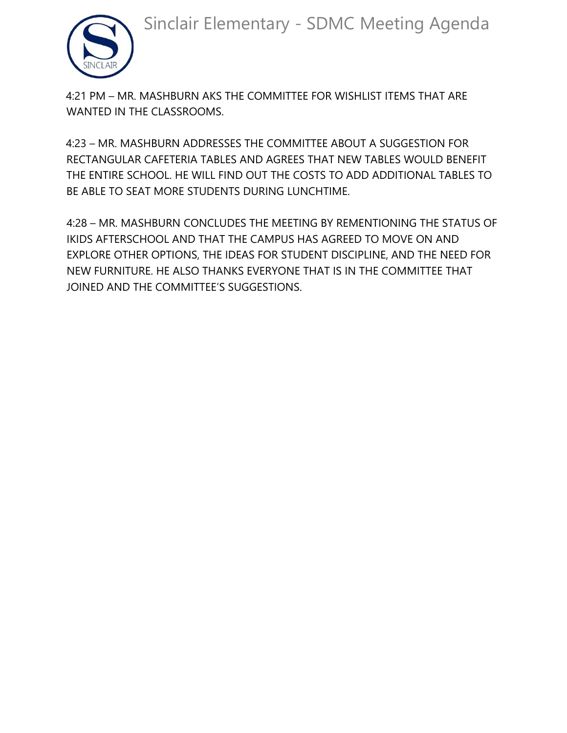4:21 PM – MR. MASHBURN AKS THE COMMITTEE FOR WISHLIST ITEMS THAT ARE WANTED IN THE CLASSROOMS.

4:23 – MR. MASHBURN ADDRESSES THE COMMITTEE ABOUT A SUGGESTION FOR RECTANGULAR CAFETERIA TABLES AND AGREES THAT NEW TABLES WOULD BENEFIT THE ENTIRE SCHOOL. HE WILL FIND OUT THE COSTS TO ADD ADDITIONAL TABLES TO BE ABLE TO SEAT MORE STUDENTS DURING LUNCHTIME.

4:28 – MR. MASHBURN CONCLUDES THE MEETING BY REMENTIONING THE STATUS OF IKIDS AFTERSCHOOL AND THAT THE CAMPUS HAS AGREED TO MOVE ON AND EXPLORE OTHER OPTIONS, THE IDEAS FOR STUDENT DISCIPLINE, AND THE NEED FOR NEW FURNITURE. HE ALSO THANKS EVERYONE THAT IS IN THE COMMITTEE THAT JOINED AND THE COMMITTEE'S SUGGESTIONS.